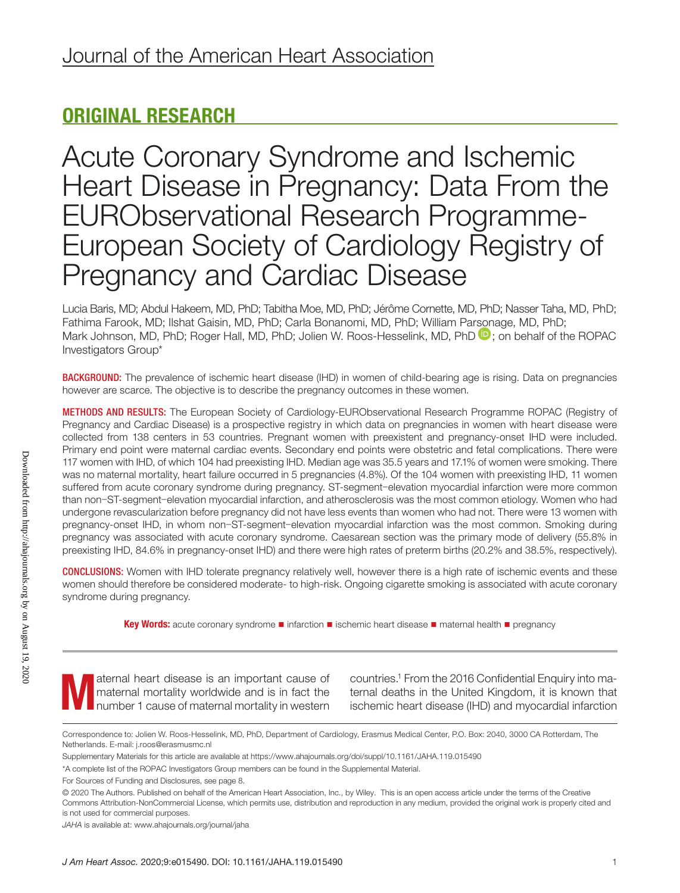Journal of the American Heart Association

## ORIGINAL RESEARCH

# Acute Coronary Syndrome and Ischemic Heart Disease in Pregnancy: Data From the EURObservational Research Programme-European Society of Cardiology Registry of Pregnancy and Cardiac Disease

Lucia Baris, MD; Abdul Hakeem, MD, PhD; Tabitha Moe, MD, PhD; Jérôme Cornette, MD, PhD; Nasser Taha, MD, PhD; Fathima Farook, MD; Ilshat Gaisin, MD, PhD; Carla Bonanomi, MD, PhD; William Parsonage, MD, PhD; Mark Johnson, MD, PhD; Roger Hall, MD, PhD; Jolien W. Roos-Hesselink, MD, PhD; on behalf of the ROPAC Investigators Group*

**BACKGROUND:** The prevalence of ischemic heart disease (IHD) in women of child-bearing age is rising. Data on pregnancies however are scarce. The objective is to describe the pregnancy outcomes in these women.

**METHODS AND RESULTS:** The European Society of Cardiology-EURObservational Research Programme ROPAC (Registry of Pregnancy and Cardiac Disease) is a prospective registry in which data on pregnancies in women with heart disease were collected from 138 centers in 53 countries. Pregnant women with preexistent and pregnancy-onset IHD were included. Primary end point were maternal cardiac events. Secondary end points were obstetric and fetal complications. There were 117 women with IHD, of which 104 had preexisting IHD. Median age was 35.5 years and 17.1% of women were smoking. There was no maternal mortality, heart failure occurred in 5 pregnancies (4.8%). Of the 104 women with preexisting IHD, 11 women suffered from acute coronary syndrome during pregnancy. ST-segment–elevation myocardial infarction were more common than non–ST-segment–elevation myocardial infarction, and atherosclerosis was the most common etiology. Women who had undergone revascularization before pregnancy did not have less events than women who had not. There were 13 women with pregnancy-onset IHD, in whom non–ST-segment–elevation myocardial infarction was the most common. Smoking during pregnancy was associated with acute coronary syndrome. Caesarean section was the primary mode of delivery (55.8% in preexisting IHD, 84.6% in pregnancy-onset IHD) and there were high rates of preterm births (20.2% and 38.5%, respectively).

**CONCLUSIONS:** Women with IHD tolerate pregnancy relatively well, however there is a high rate of ischemic events and these women should therefore be considered moderate- to high-risk. Ongoing cigarette smoking is associated with acute coronary syndrome during pregnancy.

**Key Words:** acute coronary syndrome ■ infarction ■ ischemic heart disease ■ maternal health ■ pregnancy

Maternal heart disease is an important cause of maternal mortality worldwide and is in fact the number 1 cause of maternal mortality in western countries.[1] From the 2016 Confidential Enquiry into maternal deaths in the United Kingdom, it is known that ischemic heart disease (IHD) and myocardial infarction

Correspondence to: Jolien W. Roos-Hesselink, MD, PhD, Department of Cardiology, Erasmus Medical Center, P.O. Box: 2040, 3000 CA Rotterdam, The Netherlands. E-mail: j.roos@erasmusmc.nl

Supplementary Materials for this article are available at https://www.ahajournals.org/doi/suppl/10.1161/JAHA.119.015490

*A complete list of the ROPAC Investigators Group members can be found in the Supplemental Material.

For Sources of Funding and Disclosures, see page 8.

© 2020 The Authors. Published on behalf of the American Heart Association, Inc., by Wiley. This is an open access article under the terms of the Creative Commons Attribution-NonCommercial License, which permits use, distribution and reproduction in any medium, provided the original work is properly cited and is not used for commercial purposes.

*JAHA* is available at: www.ahajournals.org/journal/jaha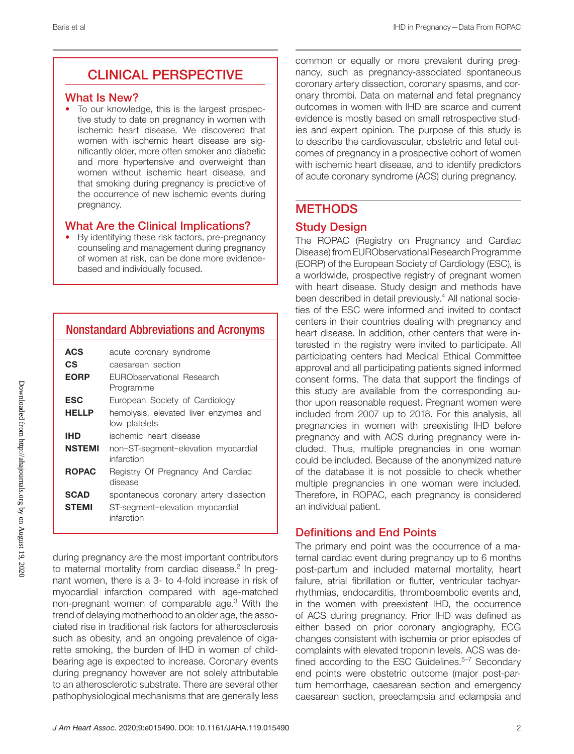## CLINICAL PERSPECTIVE

### What Is New?

- To our knowledge, this is the largest prospective study to date on pregnancy in women with ischemic heart disease. We discovered that women with ischemic heart disease are significantly older, more often smoker and diabetic and more hypertensive and overweight than women without ischemic heart disease, and that smoking during pregnancy is predictive of the occurrence of new ischemic events during pregnancy.

### What Are the Clinical Implications?

- By identifying these risk factors, pre-pregnancy counseling and management during pregnancy of women at risk, can be done more evidence-based and individually focused.

### Nonstandard Abbreviations and Acronyms

| | |
|---|---|
| **ACS** | acute coronary syndrome |
| **CS** | caesarean section |
| **EORP** | EURObservational Research Programme |
| **ESC** | European Society of Cardiology |
| **HELLP** | hemolysis, elevated liver enzymes and low platelets |
| **IHD** | ischemic heart disease |
| **NSTEMI** | non–ST-segment–elevation myocardial infarction |
| **ROPAC** | Registry Of Pregnancy And Cardiac disease |
| **SCAD** | spontaneous coronary artery dissection |
| **STEMI** | ST-segment–elevation myocardial infarction |

during pregnancy are the most important contributors to maternal mortality from cardiac disease.[2] In pregnant women, there is a 3- to 4-fold increase in risk of myocardial infarction compared with age-matched non-pregnant women of comparable age.[3] With the trend of delaying motherhood to an older age, the associated rise in traditional risk factors for atherosclerosis such as obesity, and an ongoing prevalence of cigarette smoking, the burden of IHD in women of childbearing age is expected to increase. Coronary events during pregnancy however are not solely attributable to an atherosclerotic substrate. There are several other pathophysiological mechanisms that are generally less common or equally or more prevalent during pregnancy, such as pregnancy-associated spontaneous coronary artery dissection, coronary spasms, and coronary thrombi. Data on maternal and fetal pregnancy outcomes in women with IHD are scarce and current evidence is mostly based on small retrospective studies and expert opinion. The purpose of this study is to describe the cardiovascular, obstetric and fetal outcomes of pregnancy in a prospective cohort of women with ischemic heart disease, and to identify predictors of acute coronary syndrome (ACS) during pregnancy.

## METHODS

### Study Design

The ROPAC (Registry on Pregnancy and Cardiac Disease) from EURObservational Research Programme (EORP) of the European Society of Cardiology (ESC), is a worldwide, prospective registry of pregnant women with heart disease. Study design and methods have been described in detail previously.[4] All national societies of the ESC were informed and invited to contact centers in their countries dealing with pregnancy and heart disease. In addition, other centers that were interested in the registry were invited to participate. All participating centers had Medical Ethical Committee approval and all participating patients signed informed consent forms. The data that support the findings of this study are available from the corresponding author upon reasonable request. Pregnant women were included from 2007 up to 2018. For this analysis, all pregnancies in women with preexisting IHD before pregnancy and with ACS during pregnancy were included. Thus, multiple pregnancies in one woman could be included. Because of the anonymized nature of the database it is not possible to check whether multiple pregnancies in one woman were included. Therefore, in ROPAC, each pregnancy is considered an individual patient.

### Definitions and End Points

The primary end point was the occurrence of a maternal cardiac event during pregnancy up to 6 months post-partum and included maternal mortality, heart failure, atrial fibrillation or flutter, ventricular tachyarrhythmias, endocarditis, thromboembolic events and, in the women with preexistent IHD, the occurrence of ACS during pregnancy. Prior IHD was defined as either based on prior coronary angiography, ECG changes consistent with ischemia or prior episodes of complaints with elevated troponin levels. ACS was defined according to the ESC Guidelines.[5–7] Secondary end points were obstetric outcome (major post-partum hemorrhage, caesarean section and emergency caesarean section, preeclampsia and eclampsia and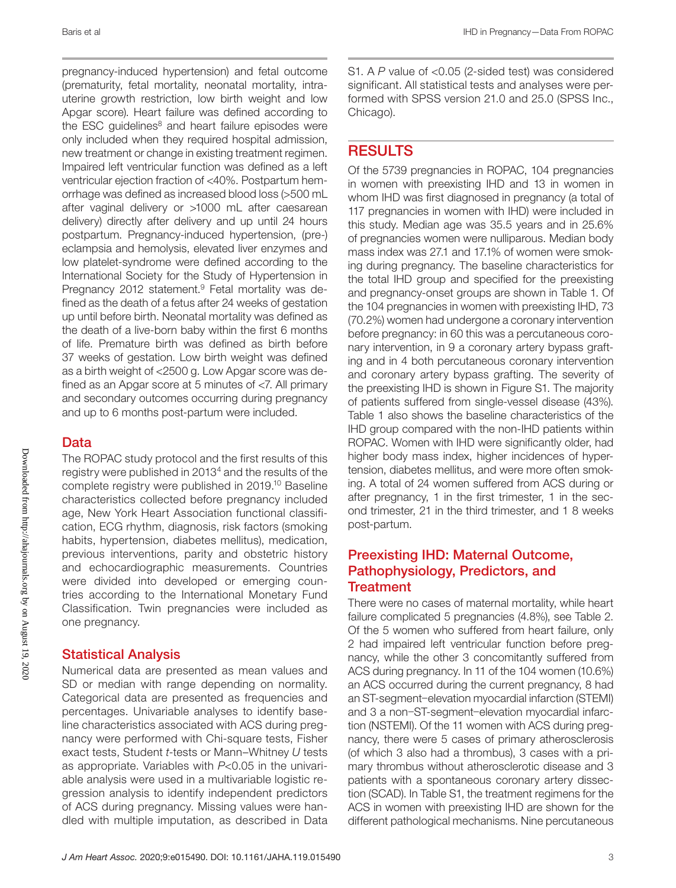pregnancy-induced hypertension) and fetal outcome (prematurity, fetal mortality, neonatal mortality, intrauterine growth restriction, low birth weight and low Apgar score). Heart failure was defined according to the ESC guidelines[8] and heart failure episodes were only included when they required hospital admission, new treatment or change in existing treatment regimen. Impaired left ventricular function was defined as a left ventricular ejection fraction of <40%. Postpartum hemorrhage was defined as increased blood loss (>500 mL after vaginal delivery or >1000 mL after caesarean delivery) directly after delivery and up until 24 hours postpartum. Pregnancy-induced hypertension, (pre-)eclampsia and hemolysis, elevated liver enzymes and low platelet-syndrome were defined according to the International Society for the Study of Hypertension in Pregnancy 2012 statement.[9] Fetal mortality was defined as the death of a fetus after 24 weeks of gestation up until before birth. Neonatal mortality was defined as the death of a live-born baby within the first 6 months of life. Premature birth was defined as birth before 37 weeks of gestation. Low birth weight was defined as a birth weight of <2500 g. Low Apgar score was defined as an Apgar score at 5 minutes of <7. All primary and secondary outcomes occurring during pregnancy and up to 6 months post-partum were included.

## Data

The ROPAC study protocol and the first results of this registry were published in 2013[4] and the results of the complete registry were published in 2019.[10] Baseline characteristics collected before pregnancy included age, New York Heart Association functional classification, ECG rhythm, diagnosis, risk factors (smoking habits, hypertension, diabetes mellitus), medication, previous interventions, parity and obstetric history and echocardiographic measurements. Countries were divided into developed or emerging countries according to the International Monetary Fund Classification. Twin pregnancies were included as one pregnancy.

## Statistical Analysis

Numerical data are presented as mean values and SD or median with range depending on normality. Categorical data are presented as frequencies and percentages. Univariable analyses to identify baseline characteristics associated with ACS during pregnancy were performed with Chi-square tests, Fisher exact tests, Student *t*-tests or Mann–Whitney *U* tests as appropriate. Variables with $P<0.05$ in the univariable analysis were used in a multivariable logistic regression analysis to identify independent predictors of ACS during pregnancy. Missing values were handled with multiple imputation, as described in Data S1. A *P* value of <0.05 (2-sided test) was considered significant. All statistical tests and analyses were performed with SPSS version 21.0 and 25.0 (SPSS Inc., Chicago).

# RESULTS

Of the 5739 pregnancies in ROPAC, 104 pregnancies in women with preexisting IHD and 13 in women in whom IHD was first diagnosed in pregnancy (a total of 117 pregnancies in women with IHD) were included in this study. Median age was 35.5 years and in 25.6% of pregnancies women were nulliparous. Median body mass index was 27.1 and 17.1% of women were smoking during pregnancy. The baseline characteristics for the total IHD group and specified for the preexisting and pregnancy-onset groups are shown in Table 1. Of the 104 pregnancies in women with preexisting IHD, 73 (70.2%) women had undergone a coronary intervention before pregnancy: in 60 this was a percutaneous coronary intervention, in 9 a coronary artery bypass grafting and in 4 both percutaneous coronary intervention and coronary artery bypass grafting. The severity of the preexisting IHD is shown in Figure S1. The majority of patients suffered from single-vessel disease (43%). Table 1 also shows the baseline characteristics of the IHD group compared with the non-IHD patients within ROPAC. Women with IHD were significantly older, had higher body mass index, higher incidences of hypertension, diabetes mellitus, and were more often smoking. A total of 24 women suffered from ACS during or after pregnancy, 1 in the first trimester, 1 in the second trimester, 21 in the third trimester, and 1 8 weeks post-partum.

## Preexisting IHD: Maternal Outcome, Pathophysiology, Predictors, and Treatment

There were no cases of maternal mortality, while heart failure complicated 5 pregnancies (4.8%), see Table 2. Of the 5 women who suffered from heart failure, only 2 had impaired left ventricular function before pregnancy, while the other 3 concomitantly suffered from ACS during pregnancy. In 11 of the 104 women (10.6%) an ACS occurred during the current pregnancy, 8 had an ST-segment–elevation myocardial infarction (STEMI) and 3 a non–ST-segment–elevation myocardial infarction (NSTEMI). Of the 11 women with ACS during pregnancy, there were 5 cases of primary atherosclerosis (of which 3 also had a thrombus), 3 cases with a primary thrombus without atherosclerotic disease and 3 patients with a spontaneous coronary artery dissection (SCAD). In Table S1, the treatment regimens for the ACS in women with preexisting IHD are shown for the different pathological mechanisms. Nine percutaneous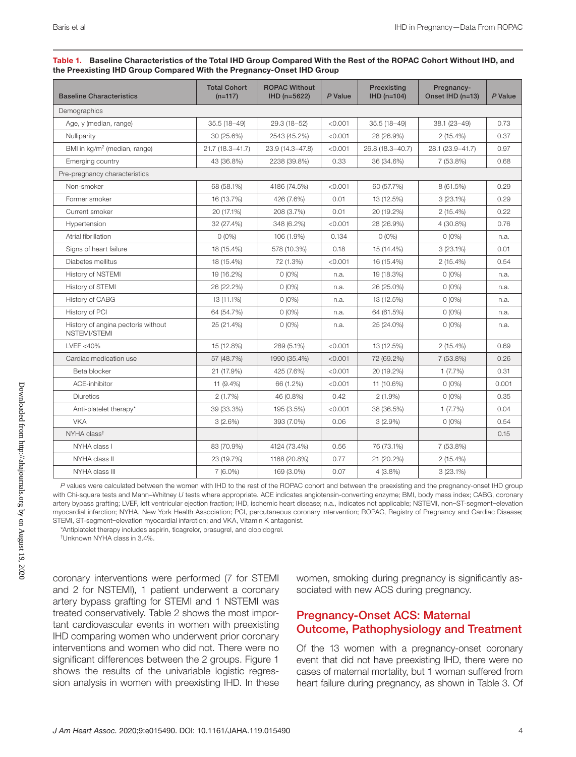**Table 1. Baseline Characteristics of the Total IHD Group Compared With the Rest of the ROPAC Cohort Without IHD, and the Preexisting IHD Group Compared With the Pregnancy-Onset IHD Group**

| Baseline Characteristics | Total Cohort (n=117) | ROPAC Without IHD (n=5622) | *P* Value | Preexisting IHD (n=104) | Pregnancy-Onset IHD (n=13) | *P* Value |
|---|---|---|---|---|---|---|
| Demographics | | | | | | |
| Age, y (median, range) | 35.5 (18–49) | 29.3 (18–52) | <0.001 | 35.5 (18–49) | 38.1 (23–49) | 0.73 |
| Nulliparity | 30 (25.6%) | 2543 (45.2%) | <0.001 | 28 (26.9%) | 2 (15.4%) | 0.37 |
| BMI in kg/m$^2$ (median, range) | 21.7 (18.3–41.7) | 23.9 (14.3–47.8) | <0.001 | 26.8 (18.3–40.7) | 28.1 (23.9–41.7) | 0.97 |
| Emerging country | 43 (36.8%) | 2238 (39.8%) | 0.33 | 36 (34.6%) | 7 (53.8%) | 0.68 |
| Pre-pregnancy characteristics | | | | | | |
| Non-smoker | 68 (58.1%) | 4186 (74.5%) | <0.001 | 60 (57.7%) | 8 (61.5%) | 0.29 |
| Former smoker | 16 (13.7%) | 426 (7.6%) | 0.01 | 13 (12.5%) | 3 (23.1%) | 0.29 |
| Current smoker | 20 (17.1%) | 208 (3.7%) | 0.01 | 20 (19.2%) | 2 (15.4%) | 0.22 |
| Hypertension | 32 (27.4%) | 348 (6.2%) | <0.001 | 28 (26.9%) | 4 (30.8%) | 0.76 |
| Atrial fibrillation | 0 (0%) | 106 (1.9%) | 0.134 | 0 (0%) | 0 (0%) | n.a. |
| Signs of heart failure | 18 (15.4%) | 578 (10.3%) | 0.18 | 15 (14.4%) | 3 (23.1%) | 0.01 |
| Diabetes mellitus | 18 (15.4%) | 72 (1.3%) | <0.001 | 16 (15.4%) | 2 (15.4%) | 0.54 |
| History of NSTEMI | 19 (16.2%) | 0 (0%) | n.a. | 19 (18.3%) | 0 (0%) | n.a. |
| History of STEMI | 26 (22.2%) | 0 (0%) | n.a. | 26 (25.0%) | 0 (0%) | n.a. |
| History of CABG | 13 (11.1%) | 0 (0%) | n.a. | 13 (12.5%) | 0 (0%) | n.a. |
| History of PCI | 64 (54.7%) | 0 (0%) | n.a. | 64 (61.5%) | 0 (0%) | n.a. |
| History of angina pectoris without NSTEMI/STEMI | 25 (21.4%) | 0 (0%) | n.a. | 25 (24.0%) | 0 (0%) | n.a. |
| LVEF <40% | 15 (12.8%) | 289 (5.1%) | <0.001 | 13 (12.5%) | 2 (15.4%) | 0.69 |
| Cardiac medication use | 57 (48.7%) | 1990 (35.4%) | <0.001 | 72 (69.2%) | 7 (53.8%) | 0.26 |
| Beta blocker | 21 (17.9%) | 425 (7.6%) | <0.001 | 20 (19.2%) | 1 (7.7%) | 0.31 |
| ACE-inhibitor | 11 (9.4%) | 66 (1.2%) | <0.001 | 11 (10.6%) | 0 (0%) | 0.001 |
| Diuretics | 2 (1.7%) | 46 (0.8%) | 0.42 | 2 (1.9%) | 0 (0%) | 0.35 |
| Anti-platelet therapy* | 39 (33.3%) | 195 (3.5%) | <0.001 | 38 (36.5%) | 1 (7.7%) | 0.04 |
| VKA | 3 (2.6%) | 393 (7.0%) | 0.06 | 3 (2.9%) | 0 (0%) | 0.54 |
| NYHA class† | | | | | | 0.15 |
| NYHA class I | 83 (70.9%) | 4124 (73.4%) | 0.56 | 76 (73.1%) | 7 (53.8%) | |
| NYHA class II | 23 (19.7%) | 1168 (20.8%) | 0.77 | 21 (20.2%) | 2 (15.4%) | |
| NYHA class III | 7 (6.0%) | 169 (3.0%) | 0.07 | 4 (3.8%) | 3 (23.1%) | |

*P* values were calculated between the women with IHD to the rest of the ROPAC cohort and between the preexisting and the pregnancy-onset IHD group with Chi-square tests and Mann–Whitney *U* tests where appropriate. ACE indicates angiotensin-converting enzyme; BMI, body mass index; CABG, coronary artery bypass grafting; LVEF, left ventricular ejection fraction; IHD, ischemic heart disease; n.a., indicates not applicable; NSTEMI, non–ST-segment–elevation myocardial infarction; NYHA, New York Health Association; PCI, percutaneous coronary intervention; ROPAC, Registry of Pregnancy and Cardiac Disease; STEMI, ST-segment–elevation myocardial infarction; and VKA, Vitamin K antagonist.

*Antiplatelet therapy includes aspirin, ticagrelor, prasugrel, and clopidogrel.

†Unknown NYHA class in 3.4%.

coronary interventions were performed (7 for STEMI and 2 for NSTEMI), 1 patient underwent a coronary artery bypass grafting for STEMI and 1 NSTEMI was treated conservatively. Table 2 shows the most important cardiovascular events in women with preexisting IHD comparing women who underwent prior coronary interventions and women who did not. There were no significant differences between the 2 groups. Figure 1 shows the results of the univariable logistic regression analysis in women with preexisting IHD. In these women, smoking during pregnancy is significantly associated with new ACS during pregnancy.

## Pregnancy-Onset ACS: Maternal Outcome, Pathophysiology and Treatment

Of the 13 women with a pregnancy-onset coronary event that did not have preexisting IHD, there were no cases of maternal mortality, but 1 woman suffered from heart failure during pregnancy, as shown in Table 3. Of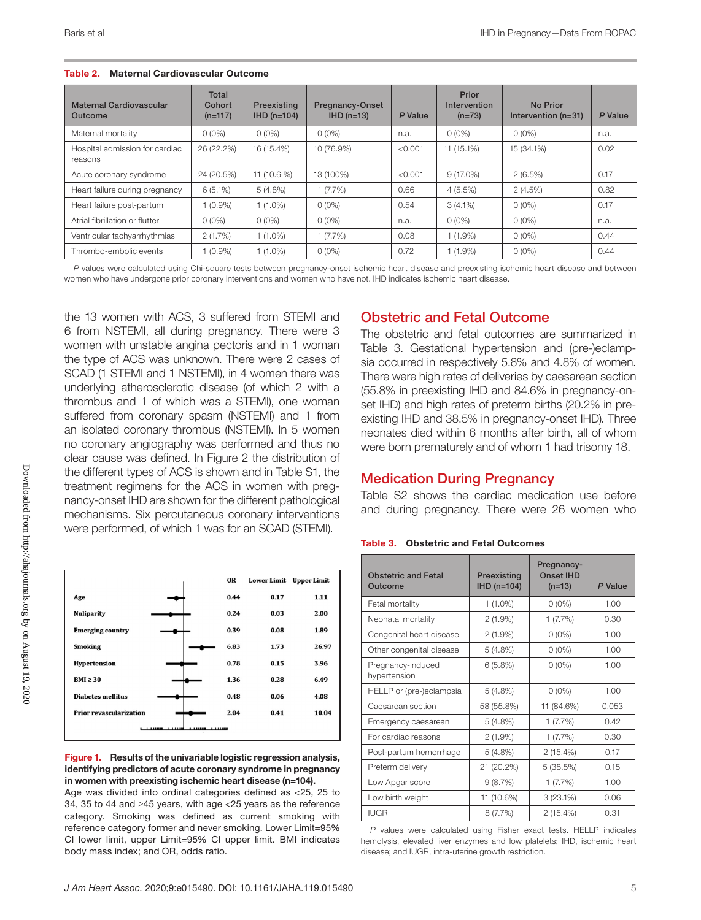**Table 2. Maternal Cardiovascular Outcome**

| Maternal Cardiovascular Outcome | Total Cohort (n=117) | Preexisting IHD (n=104) | Pregnancy-Onset IHD (n=13) | *P* Value | Prior Intervention (n=73) | No Prior Intervention (n=31) | *P* Value |
|---|---|---|---|---|---|---|---|
| Maternal mortality | 0 (0%) | 0 (0%) | 0 (0%) | n.a. | 0 (0%) | 0 (0%) | n.a. |
| Hospital admission for cardiac reasons | 26 (22.2%) | 16 (15.4%) | 10 (76.9%) | <0.001 | 11 (15.1%) | 15 (34.1%) | 0.02 |
| Acute coronary syndrome | 24 (20.5%) | 11 (10.6 %) | 13 (100%) | <0.001 | 9 (17.0%) | 2 (6.5%) | 0.17 |
| Heart failure during pregnancy | 6 (5.1%) | 5 (4.8%) | 1 (7.7%) | 0.66 | 4 (5.5%) | 2 (4.5%) | 0.82 |
| Heart failure post-partum | 1 (0.9%) | 1 (1.0%) | 0 (0%) | 0.54 | 3 (4.1%) | 0 (0%) | 0.17 |
| Atrial fibrillation or flutter | 0 (0%) | 0 (0%) | 0 (0%) | n.a. | 0 (0%) | 0 (0%) | n.a. |
| Ventricular tachyarrhythmias | 2 (1.7%) | 1 (1.0%) | 1 (7.7%) | 0.08 | 1 (1.9%) | 0 (0%) | 0.44 |
| Thrombo-embolic events | 1 (0.9%) | 1 (1.0%) | 0 (0%) | 0.72 | 1 (1.9%) | 0 (0%) | 0.44 |

*P* values were calculated using Chi-square tests between pregnancy-onset ischemic heart disease and preexisting ischemic heart disease and between women who have undergone prior coronary interventions and women who have not. IHD indicates ischemic heart disease.

the 13 women with ACS, 3 suffered from STEMI and 6 from NSTEMI, all during pregnancy. There were 3 women with unstable angina pectoris and in 1 woman the type of ACS was unknown. There were 2 cases of SCAD (1 STEMI and 1 NSTEMI), in 4 women there was underlying atherosclerotic disease (of which 2 with a thrombus and 1 of which was a STEMI), one woman suffered from coronary spasm (NSTEMI) and 1 from an isolated coronary thrombus (NSTEMI). In 5 women no coronary angiography was performed and thus no clear cause was defined. In Figure 2 the distribution of the different types of ACS is shown and in Table S1, the treatment regimens for the ACS in women with pregnancy-onset IHD are shown for the different pathological mechanisms. Six percutaneous coronary interventions were performed, of which 1 was for an SCAD (STEMI).

| | OR | Lower Limit | Upper Limit |
|---|---|---|---|
| Age | 0.44 | 0.17 | 1.11 |
| Nuliparity | 0.24 | 0.03 | 2.00 |
| Emerging country | 0.39 | 0.08 | 1.89 |
| Smoking | 6.83 | 1.73 | 26.97 |
| Hypertension | 0.78 | 0.15 | 3.96 |
| BMI ≥ 30 | 1.36 | 0.28 | 6.49 |
| Diabetes mellitus | 0.48 | 0.06 | 4.08 |
| Prior revascularization | 2.04 | 0.41 | 10.04 |

**Figure 1. Results of the univariable logistic regression analysis, identifying predictors of acute coronary syndrome in pregnancy in women with preexisting ischemic heart disease (n=104).** Age was divided into ordinal categories defined as <25, 25 to 34, 35 to 44 and ≥45 years, with age <25 years as the reference category. Smoking was defined as current smoking with reference category former and never smoking. Lower Limit=95% CI lower limit, upper Limit=95% CI upper limit. BMI indicates body mass index; and OR, odds ratio.

## Obstetric and Fetal Outcome

The obstetric and fetal outcomes are summarized in Table 3. Gestational hypertension and (pre-)eclampsia occurred in respectively 5.8% and 4.8% of women. There were high rates of deliveries by caesarean section (55.8% in preexisting IHD and 84.6% in pregnancy-onset IHD) and high rates of preterm births (20.2% in preexisting IHD and 38.5% in pregnancy-onset IHD). Three neonates died within 6 months after birth, all of whom were born prematurely and of whom 1 had trisomy 18.

## Medication During Pregnancy

Table S2 shows the cardiac medication use before and during pregnancy. There were 26 women who

**Table 3. Obstetric and Fetal Outcomes**

| Obstetric and Fetal Outcome | Preexisting IHD (n=104) | Pregnancy-Onset IHD (n=13) | *P* Value |
|---|---|---|---|
| Fetal mortality | 1 (1.0%) | 0 (0%) | 1.00 |
| Neonatal mortality | 2 (1.9%) | 1 (7.7%) | 0.30 |
| Congenital heart disease | 2 (1.9%) | 0 (0%) | 1.00 |
| Other congenital disease | 5 (4.8%) | 0 (0%) | 1.00 |
| Pregnancy-induced hypertension | 6 (5.8%) | 0 (0%) | 1.00 |
| HELLP or (pre-)eclampsia | 5 (4.8%) | 0 (0%) | 1.00 |
| Caesarean section | 58 (55.8%) | 11 (84.6%) | 0.053 |
| Emergency caesarean | 5 (4.8%) | 1 (7.7%) | 0.42 |
| For cardiac reasons | 2 (1.9%) | 1 (7.7%) | 0.30 |
| Post-partum hemorrhage | 5 (4.8%) | 2 (15.4%) | 0.17 |
| Preterm delivery | 21 (20.2%) | 5 (38.5%) | 0.15 |
| Low Apgar score | 9 (8.7%) | 1 (7.7%) | 1.00 |
| Low birth weight | 11 (10.6%) | 3 (23.1%) | 0.06 |
| IUGR | 8 (7.7%) | 2 (15.4%) | 0.31 |

*P* values were calculated using Fisher exact tests. HELLP indicates hemolysis, elevated liver enzymes and low platelets; IHD, ischemic heart disease; and IUGR, intra-uterine growth restriction.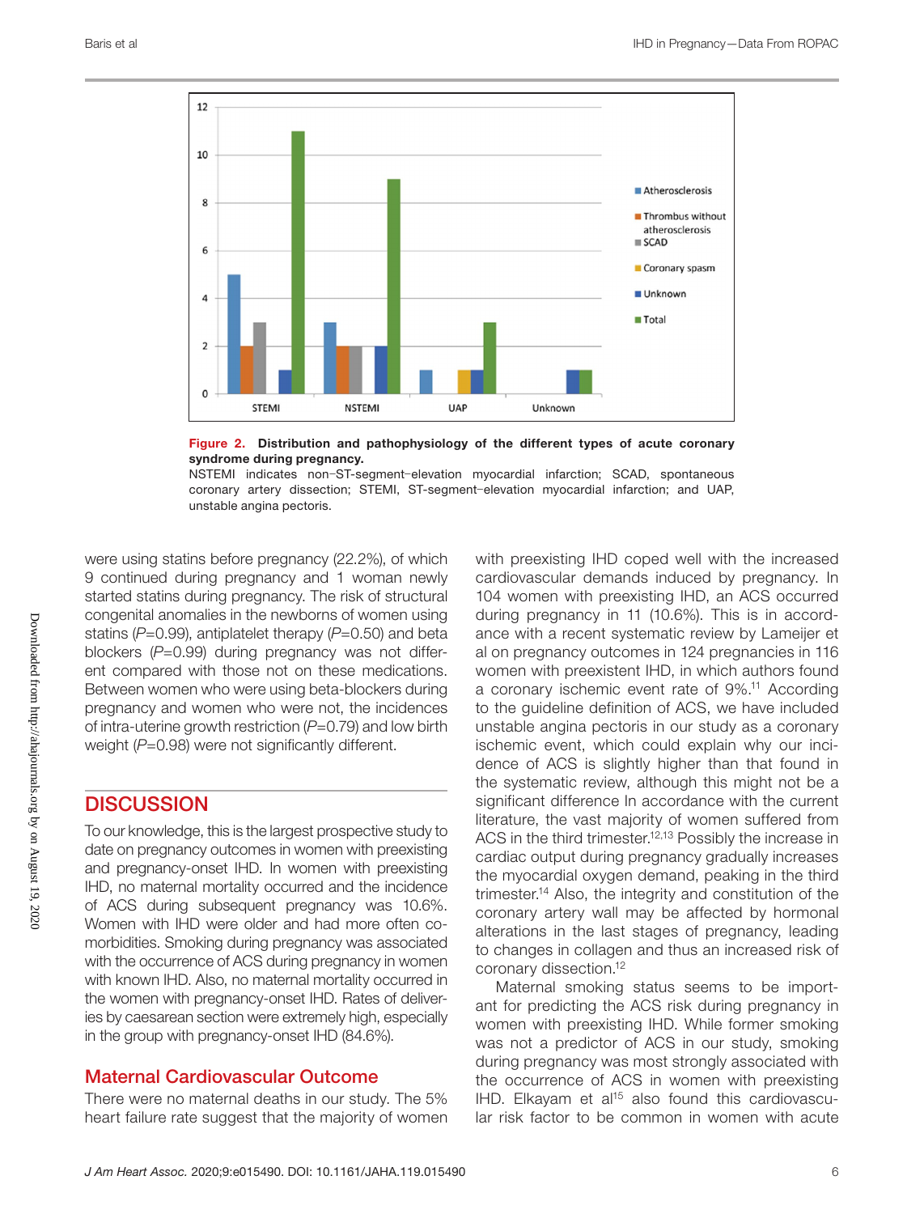Figure 2. Distribution and pathophysiology of the different types of acute coronary syndrome during pregnancy.

NSTEMI indicates non–ST-segment–elevation myocardial infarction; SCAD, spontaneous coronary artery dissection; STEMI, ST-segment–elevation myocardial infarction; and UAP, unstable angina pectoris.

were using statins before pregnancy (22.2%), of which 9 continued during pregnancy and 1 woman newly started statins during pregnancy. The risk of structural congenital anomalies in the newborns of women using statins (*P*=0.99), antiplatelet therapy (*P*=0.50) and beta blockers (*P*=0.99) during pregnancy was not different compared with those not on these medications. Between women who were using beta-blockers during pregnancy and women who were not, the incidences of intra-uterine growth restriction (*P*=0.79) and low birth weight (*P*=0.98) were not significantly different.

## DISCUSSION

To our knowledge, this is the largest prospective study to date on pregnancy outcomes in women with preexisting and pregnancy-onset IHD. In women with preexisting IHD, no maternal mortality occurred and the incidence of ACS during subsequent pregnancy was 10.6%. Women with IHD were older and had more often co-morbidities. Smoking during pregnancy was associated with the occurrence of ACS during pregnancy in women with known IHD. Also, no maternal mortality occurred in the women with pregnancy-onset IHD. Rates of deliveries by caesarean section were extremely high, especially in the group with pregnancy-onset IHD (84.6%).

### Maternal Cardiovascular Outcome

There were no maternal deaths in our study. The 5% heart failure rate suggest that the majority of women with preexisting IHD coped well with the increased cardiovascular demands induced by pregnancy. In 104 women with preexisting IHD, an ACS occurred during pregnancy in 11 (10.6%). This is in accordance with a recent systematic review by Lameijer et al on pregnancy outcomes in 124 pregnancies in 116 women with preexistent IHD, in which authors found a coronary ischemic event rate of 9%.[11] According to the guideline definition of ACS, we have included unstable angina pectoris in our study as a coronary ischemic event, which could explain why our incidence of ACS is slightly higher than that found in the systematic review, although this might not be a significant difference In accordance with the current literature, the vast majority of women suffered from ACS in the third trimester.[12,13] Possibly the increase in cardiac output during pregnancy gradually increases the myocardial oxygen demand, peaking in the third trimester.[14] Also, the integrity and constitution of the coronary artery wall may be affected by hormonal alterations in the last stages of pregnancy, leading to changes in collagen and thus an increased risk of coronary dissection.[12]

Maternal smoking status seems to be important for predicting the ACS risk during pregnancy in women with preexisting IHD. While former smoking was not a predictor of ACS in our study, smoking during pregnancy was most strongly associated with the occurrence of ACS in women with preexisting IHD. Elkayam et al[15] also found this cardiovascular risk factor to be common in women with acute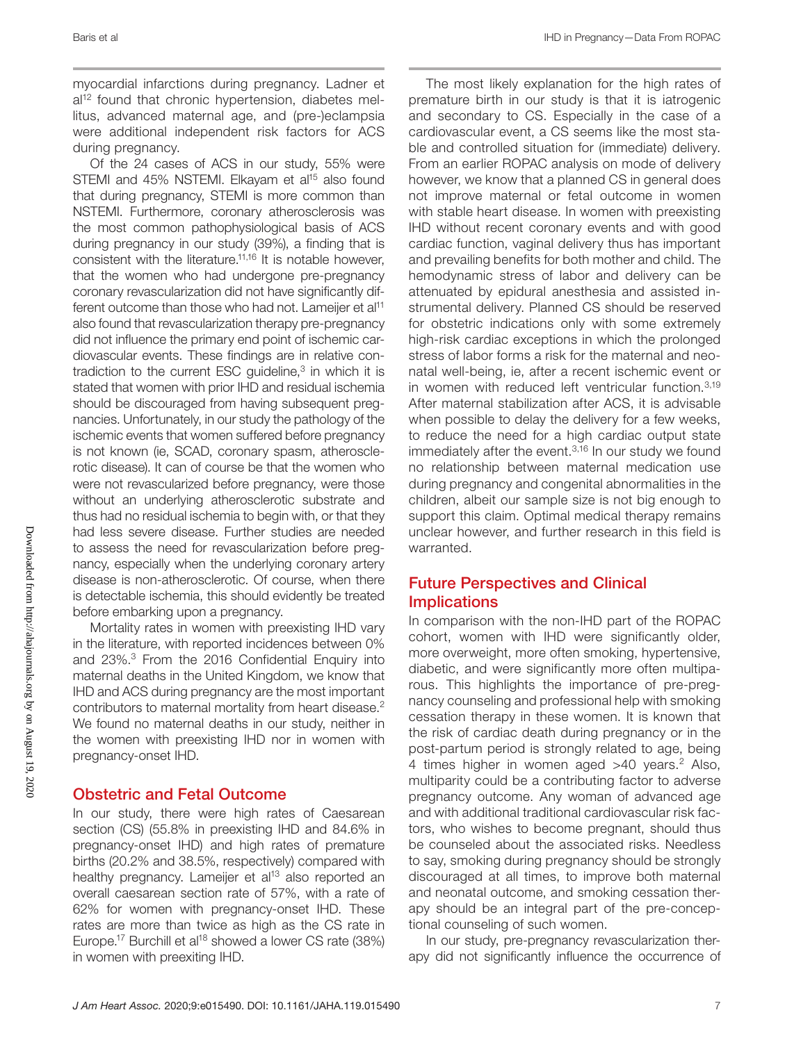myocardial infarctions during pregnancy. Ladner et al[12] found that chronic hypertension, diabetes mellitus, advanced maternal age, and (pre-)eclampsia were additional independent risk factors for ACS during pregnancy.

Of the 24 cases of ACS in our study, 55% were STEMI and 45% NSTEMI. Elkayam et al[15] also found that during pregnancy, STEMI is more common than NSTEMI. Furthermore, coronary atherosclerosis was the most common pathophysiological basis of ACS during pregnancy in our study (39%), a finding that is consistent with the literature.[11,16] It is notable however, that the women who had undergone pre-pregnancy coronary revascularization did not have significantly different outcome than those who had not. Lameijer et al[11] also found that revascularization therapy pre-pregnancy did not influence the primary end point of ischemic cardiovascular events. These findings are in relative contradiction to the current ESC guideline,[3] in which it is stated that women with prior IHD and residual ischemia should be discouraged from having subsequent pregnancies. Unfortunately, in our study the pathology of the ischemic events that women suffered before pregnancy is not known (ie, SCAD, coronary spasm, atherosclerotic disease). It can of course be that the women who were not revascularized before pregnancy, were those without an underlying atherosclerotic substrate and thus had no residual ischemia to begin with, or that they had less severe disease. Further studies are needed to assess the need for revascularization before pregnancy, especially when the underlying coronary artery disease is non-atherosclerotic. Of course, when there is detectable ischemia, this should evidently be treated before embarking upon a pregnancy.

Mortality rates in women with preexisting IHD vary in the literature, with reported incidences between 0% and 23%.[3] From the 2016 Confidential Enquiry into maternal deaths in the United Kingdom, we know that IHD and ACS during pregnancy are the most important contributors to maternal mortality from heart disease.[2] We found no maternal deaths in our study, neither in the women with preexisting IHD nor in women with pregnancy-onset IHD.

## Obstetric and Fetal Outcome

In our study, there were high rates of Caesarean section (CS) (55.8% in preexisting IHD and 84.6% in pregnancy-onset IHD) and high rates of premature births (20.2% and 38.5%, respectively) compared with healthy pregnancy. Lameijer et al[13] also reported an overall caesarean section rate of 57%, with a rate of 62% for women with pregnancy-onset IHD. These rates are more than twice as high as the CS rate in Europe.[17] Burchill et al[18] showed a lower CS rate (38%) in women with preexting IHD.

The most likely explanation for the high rates of premature birth in our study is that it is iatrogenic and secondary to CS. Especially in the case of a cardiovascular event, a CS seems like the most stable and controlled situation for (immediate) delivery. From an earlier ROPAC analysis on mode of delivery however, we know that a planned CS in general does not improve maternal or fetal outcome in women with stable heart disease. In women with preexisting IHD without recent coronary events and with good cardiac function, vaginal delivery thus has important and prevailing benefits for both mother and child. The hemodynamic stress of labor and delivery can be attenuated by epidural anesthesia and assisted instrumental delivery. Planned CS should be reserved for obstetric indications only with some extremely high-risk cardiac exceptions in which the prolonged stress of labor forms a risk for the maternal and neonatal well-being, ie, after a recent ischemic event or in women with reduced left ventricular function.[3,19] After maternal stabilization after ACS, it is advisable when possible to delay the delivery for a few weeks, to reduce the need for a high cardiac output state immediately after the event.[3,16] In our study we found no relationship between maternal medication use during pregnancy and congenital abnormalities in the children, albeit our sample size is not big enough to support this claim. Optimal medical therapy remains unclear however, and further research in this field is warranted.

## Future Perspectives and Clinical Implications

In comparison with the non-IHD part of the ROPAC cohort, women with IHD were significantly older, more overweight, more often smoking, hypertensive, diabetic, and were significantly more often multiparous. This highlights the importance of pre-pregnancy counseling and professional help with smoking cessation therapy in these women. It is known that the risk of cardiac death during pregnancy or in the post-partum period is strongly related to age, being 4 times higher in women aged >40 years.[2] Also, multiparity could be a contributing factor to adverse pregnancy outcome. Any woman of advanced age and with additional traditional cardiovascular risk factors, who wishes to become pregnant, should thus be counseled about the associated risks. Needless to say, smoking during pregnancy should be strongly discouraged at all times, to improve both maternal and neonatal outcome, and smoking cessation therapy should be an integral part of the pre-conceptional counseling of such women.

In our study, pre-pregnancy revascularization therapy did not significantly influence the occurrence of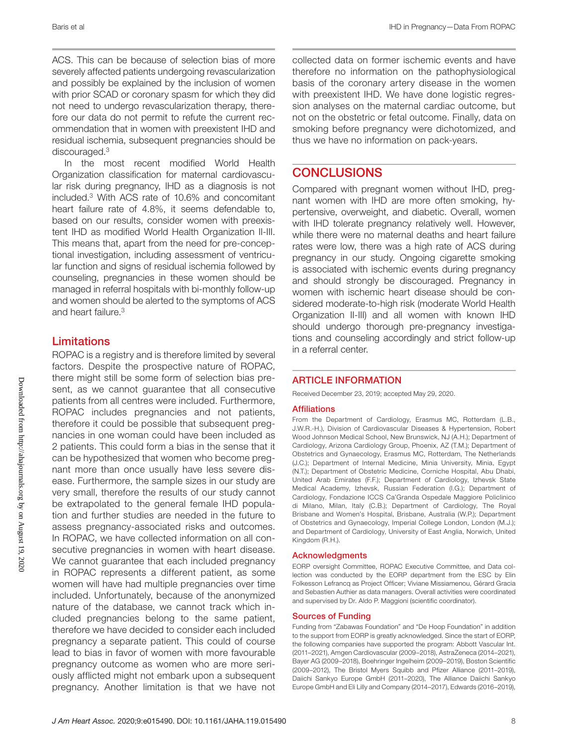ACS. This can be because of selection bias of more severely affected patients undergoing revascularization and possibly be explained by the inclusion of women with prior SCAD or coronary spasm for which they did not need to undergo revascularization therapy, therefore our data do not permit to refute the current recommendation that in women with preexistent IHD and residual ischemia, subsequent pregnancies should be discouraged.[3]

In the most recent modified World Health Organization classification for maternal cardiovascular risk during pregnancy, IHD as a diagnosis is not included.[3] With ACS rate of 10.6% and concomitant heart failure rate of 4.8%, it seems defendable to, based on our results, consider women with preexistent IHD as modified World Health Organization II-III. This means that, apart from the need for pre-conceptional investigation, including assessment of ventricular function and signs of residual ischemia followed by counseling, pregnancies in these women should be managed in referral hospitals with bi-monthly follow-up and women should be alerted to the symptoms of ACS and heart failure.[3]

## Limitations

ROPAC is a registry and is therefore limited by several factors. Despite the prospective nature of ROPAC, there might still be some form of selection bias present, as we cannot guarantee that all consecutive patients from all centres were included. Furthermore, ROPAC includes pregnancies and not patients, therefore it could be possible that subsequent pregnancies in one woman could have been included as 2 patients. This could form a bias in the sense that it can be hypothesized that women who become pregnant more than once usually have less severe disease. Furthermore, the sample sizes in our study are very small, therefore the results of our study cannot be extrapolated to the general female IHD population and further studies are needed in the future to assess pregnancy-associated risks and outcomes. In ROPAC, we have collected information on all consecutive pregnancies in women with heart disease. We cannot guarantee that each included pregnancy in ROPAC represents a different patient, as some women will have had multiple pregnancies over time included. Unfortunately, because of the anonymized nature of the database, we cannot track which included pregnancies belong to the same patient, therefore we have decided to consider each included pregnancy a separate patient. This could of course lead to bias in favor of women with more favourable pregnancy outcome as women who are more seriously afflicted might not embark upon a subsequent pregnancy. Another limitation is that we have not collected data on former ischemic events and have therefore no information on the pathophysiological basis of the coronary artery disease in the women with preexistent IHD. We have done logistic regression analyses on the maternal cardiac outcome, but not on the obstetric or fetal outcome. Finally, data on smoking before pregnancy were dichotomized, and thus we have no information on pack-years.

## CONCLUSIONS

Compared with pregnant women without IHD, pregnant women with IHD are more often smoking, hypertensive, overweight, and diabetic. Overall, women with IHD tolerate pregnancy relatively well. However, while there were no maternal deaths and heart failure rates were low, there was a high rate of ACS during pregnancy in our study. Ongoing cigarette smoking is associated with ischemic events during pregnancy and should strongly be discouraged. Pregnancy in women with ischemic heart disease should be considered moderate-to-high risk (moderate World Health Organization II-III) and all women with known IHD should undergo thorough pre-pregnancy investigations and counseling accordingly and strict follow-up in a referral center.

## ARTICLE INFORMATION

Received December 23, 2019; accepted May 29, 2020.

### Affiliations

From the Department of Cardiology, Erasmus MC, Rotterdam (L.B., J.W.R.-H.), Division of Cardiovascular Diseases & Hypertension, Robert Wood Johnson Medical School, New Brunswick, NJ (A.H.); Department of Cardiology, Arizona Cardiology Group, Phoenix, AZ (T.M.); Department of Obstetrics and Gynaecology, Erasmus MC, Rotterdam, The Netherlands (J.C.); Department of Internal Medicine, Minia University, Minia, Egypt (N.T.); Department of Obstetric Medicine, Corniche Hospital, Abu Dhabi, United Arab Emirates (F.F.); Department of Cardiology, Izhevsk State Medical Academy, Izhevsk, Russian Federation (I.G.); Department of Cardiology, Fondazione ICCS Ca'Granda Ospedale Maggiore Policlinico di Milano, Milan, Italy (C.B.); Department of Cardiology, The Royal Brisbane and Women's Hospital, Brisbane, Australia (W.P.); Department of Obstetrics and Gynaecology, Imperial College London, London (M.J.); and Department of Cardiology, University of East Anglia, Norwich, United Kingdom (R.H.).

### Acknowledgments

EORP oversight Committee, ROPAC Executive Committee, and Data collection was conducted by the EORP department from the ESC by Elin Folkesson Lefrancq as Project Officer; Viviane Missiamenou, Gérard Gracia and Sebastien Authier as data managers. Overall activities were coordinated and supervised by Dr. Aldo P. Maggioni (scientific coordinator).

### Sources of Funding

Funding from "Zabawas Foundation" and "De Hoop Foundation" in addition to the support from EORP is greatly acknowledged. Since the start of EORP, the following companies have supported the program: Abbott Vascular Int. (2011–2021), Amgen Cardiovascular (2009–2018), AstraZeneca (2014–2021), Bayer AG (2009–2018), Boehringer Ingelheim (2009–2019), Boston Scientific (2009–2012), The Bristol Myers Squibb and Pfizer Alliance (2011–2019), Daiichi Sankyo Europe GmbH (2011–2020), The Alliance Daiichi Sankyo Europe GmbH and Eli Lilly and Company (2014–2017), Edwards (2016–2019),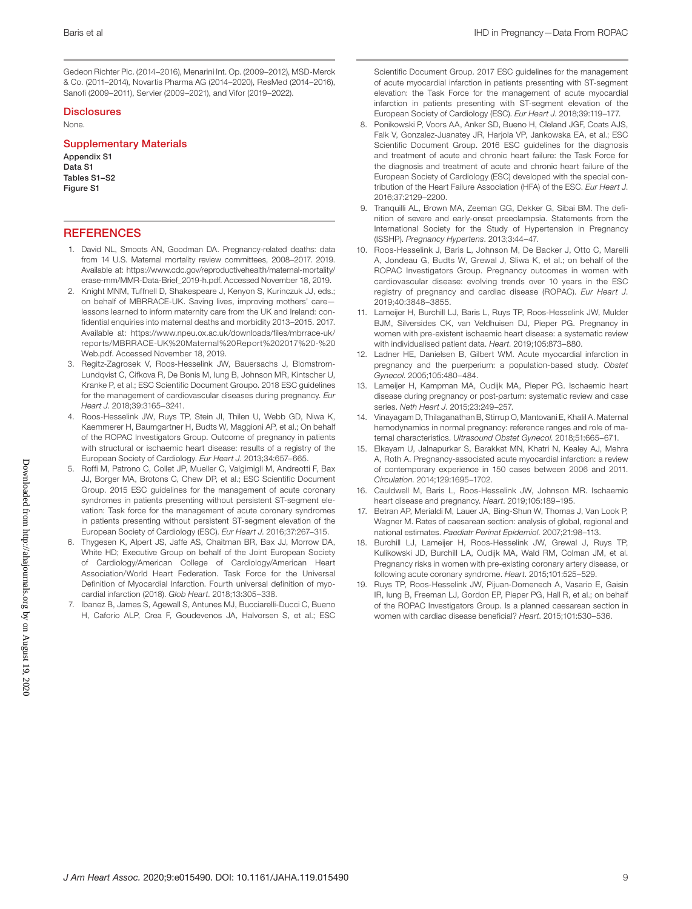Gedeon Richter Plc. (2014–2016), Menarini Int. Op. (2009–2012), MSD-Merck & Co. (2011–2014), Novartis Pharma AG (2014–2020), ResMed (2014–2016), Sanofi (2009–2011), Servier (2009–2021), and Vifor (2019–2022).

## Disclosures

None.

## Supplementary Materials

**Appendix S1**
**Data S1**
**Tables S1–S2**
**Figure S1**

## REFERENCES

1. David NL, Smoots AN, Goodman DA. Pregnancy-related deaths: data from 14 U.S. Maternal mortality review committees, 2008–2017. 2019. Available at: https://www.cdc.gov/reproductivehealth/maternal-mortality/erase-mm/MMR-Data-Brief_2019-h.pdf. Accessed November 18, 2019.
2. Knight MNM, Tuffnell D, Shakespeare J, Kenyon S, Kurinczuk JJ, eds.; on behalf of MBRRACE-UK. Saving lives, improving mothers' care—lessons learned to inform maternity care from the UK and Ireland: confidential enquiries into maternal deaths and morbidity 2013–2015. 2017. Available at: https://www.npeu.ox.ac.uk/downloads/files/mbrrace-uk/reports/MBRRACE-UK%20Maternal%20Report%202017%20-%20Web.pdf. Accessed November 18, 2019.
3. Regitz-Zagrosek V, Roos-Hesselink JW, Bauersachs J, Blomstrom-Lundqvist C, Cifkova R, De Bonis M, Iung B, Johnson MR, Kintscher U, Kranke P, et al.; ESC Scientific Document Groupo. 2018 ESC guidelines for the management of cardiovascular diseases during pregnancy. *Eur Heart J*. 2018;39:3165–3241.
4. Roos-Hesselink JW, Ruys TP, Stein JI, Thilen U, Webb GD, Niwa K, Kaemmerer H, Baumgartner H, Budts W, Maggioni AP, et al.; On behalf of the ROPAC Investigators Group. Outcome of pregnancy in patients with structural or ischaemic heart disease: results of a registry of the European Society of Cardiology. *Eur Heart J*. 2013;34:657–665.
5. Roffi M, Patrono C, Collet JP, Mueller C, Valgimigli M, Andreotti F, Bax JJ, Borger MA, Brotons C, Chew DP, et al.; ESC Scientific Document Group. 2015 ESC guidelines for the management of acute coronary syndromes in patients presenting without persistent ST-segment elevation: Task force for the management of acute coronary syndromes in patients presenting without persistent ST-segment elevation of the European Society of Cardiology (ESC). *Eur Heart J*. 2016;37:267–315.
6. Thygesen K, Alpert JS, Jaffe AS, Chaitman BR, Bax JJ, Morrow DA, White HD; Executive Group on behalf of the Joint European Society of Cardiology/American College of Cardiology/American Heart Association/World Heart Federation. Task Force for the Universal Definition of Myocardial Infarction. Fourth universal definition of myocardial infarction (2018). *Glob Heart*. 2018;13:305–338.
7. Ibanez B, James S, Agewall S, Antunes MJ, Bucciarelli-Ducci C, Bueno H, Caforio ALP, Crea F, Goudevenos JA, Halvorsen S, et al.; ESC Scientific Document Group. 2017 ESC guidelines for the management of acute myocardial infarction in patients presenting with ST-segment elevation: the Task Force for the management of acute myocardial infarction in patients presenting with ST-segment elevation of the European Society of Cardiology (ESC). *Eur Heart J*. 2018;39:119–177.
8. Ponikowski P, Voors AA, Anker SD, Bueno H, Cleland JGF, Coats AJS, Falk V, Gonzalez-Juanatey JR, Harjola VP, Jankowska EA, et al.; ESC Scientific Document Group. 2016 ESC guidelines for the diagnosis and treatment of acute and chronic heart failure: the Task Force for the diagnosis and treatment of acute and chronic heart failure of the European Society of Cardiology (ESC) developed with the special contribution of the Heart Failure Association (HFA) of the ESC. *Eur Heart J*. 2016;37:2129–2200.
9. Tranquilli AL, Brown MA, Zeeman GG, Dekker G, Sibai BM. The definition of severe and early-onset preeclampsia. Statements from the International Society for the Study of Hypertension in Pregnancy (ISSHP). *Pregnancy Hypertens*. 2013;3:44–47.
10. Roos-Hesselink J, Baris L, Johnson M, De Backer J, Otto C, Marelli A, Jondeau G, Budts W, Grewal J, Sliwa K, et al.; on behalf of the ROPAC Investigators Group. Pregnancy outcomes in women with cardiovascular disease: evolving trends over 10 years in the ESC registry of pregnancy and cardiac disease (ROPAC). *Eur Heart J*. 2019;40:3848–3855.
11. Lameijer H, Burchill LJ, Baris L, Ruys TP, Roos-Hesselink JW, Mulder BJM, Silversides CK, van Veldhuisen DJ, Pieper PG. Pregnancy in women with pre-existent ischaemic heart disease: a systematic review with individualised patient data. *Heart*. 2019;105:873–880.
12. Ladner HE, Danielsen B, Gilbert WM. Acute myocardial infarction in pregnancy and the puerperium: a population-based study. *Obstet Gynecol*. 2005;105:480–484.
13. Lameijer H, Kampman MA, Oudijk MA, Pieper PG. Ischaemic heart disease during pregnancy or post-partum: systematic review and case series. *Neth Heart J*. 2015;23:249–257.
14. Vinayagam D, Thilaganathan B, Stirrup O, Mantovani E, Khalil A. Maternal hemodynamics in normal pregnancy: reference ranges and role of maternal characteristics. *Ultrasound Obstet Gynecol*. 2018;51:665–671.
15. Elkayam U, Jalnapurkar S, Barakkat MN, Khatri N, Kealey AJ, Mehra A, Roth A. Pregnancy-associated acute myocardial infarction: a review of contemporary experience in 150 cases between 2006 and 2011. *Circulation*. 2014;129:1695–1702.
16. Cauldwell M, Baris L, Roos-Hesselink JW, Johnson MR. Ischaemic heart disease and pregnancy. *Heart*. 2019;105:189–195.
17. Betran AP, Merialdi M, Lauer JA, Bing-Shun W, Thomas J, Van Look P, Wagner M. Rates of caesarean section: analysis of global, regional and national estimates. *Paediatr Perinat Epidemiol*. 2007;21:98–113.
18. Burchill LJ, Lameijer H, Roos-Hesselink JW, Grewal J, Ruys TP, Kulikowski JD, Burchill LA, Oudijk MA, Wald RM, Colman JM, et al. Pregnancy risks in women with pre-existing coronary artery disease, or following acute coronary syndrome. *Heart*. 2015;101:525–529.
19. Ruys TP, Roos-Hesselink JW, Pijuan-Domenech A, Vasario E, Gaisin IR, Iung B, Freeman LJ, Gordon EP, Pieper PG, Hall R, et al.; on behalf of the ROPAC Investigators Group. Is a planned caesarean section in women with cardiac disease beneficial? *Heart*. 2015;101:530–536.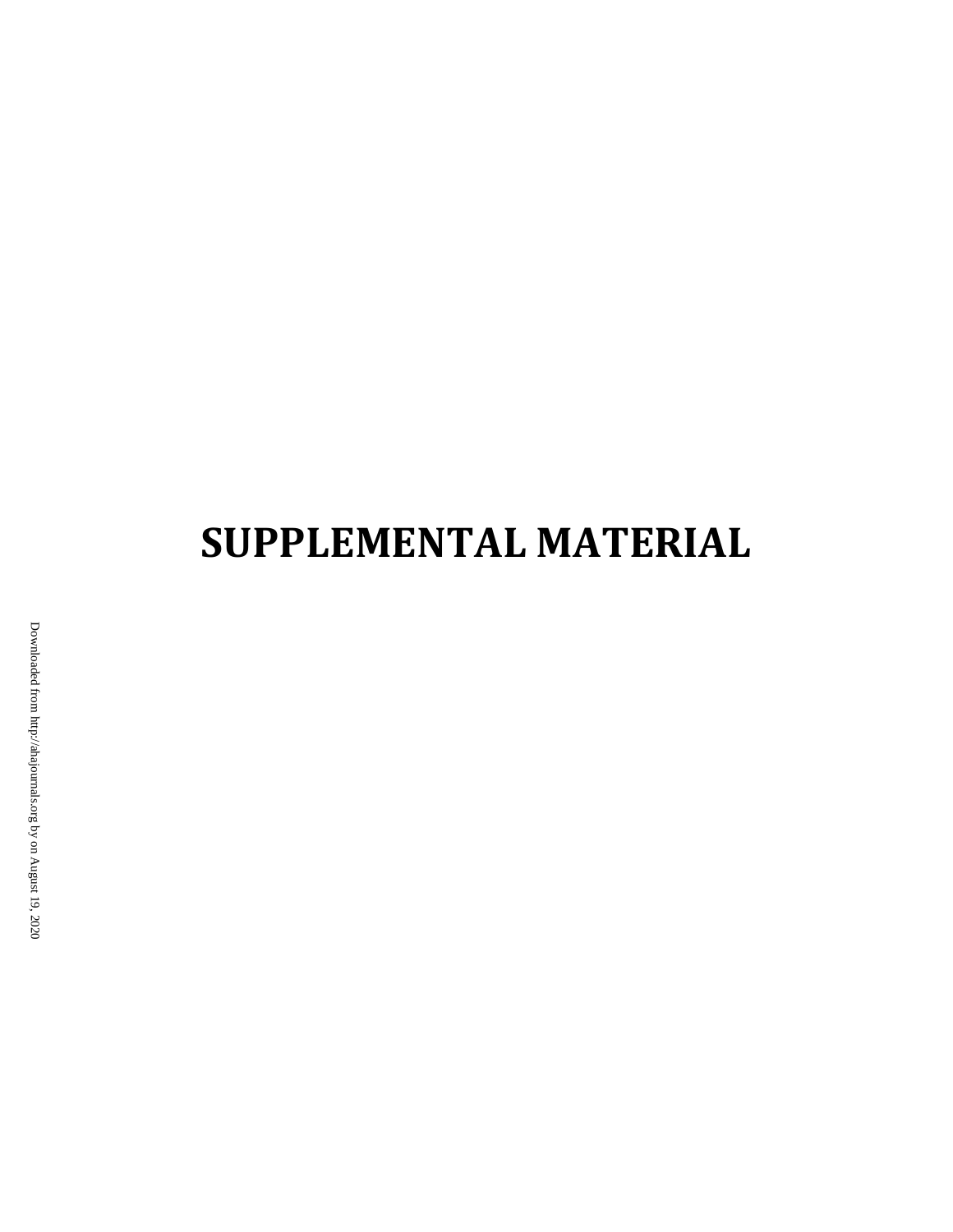# SUPPLEMENTAL MATERIAL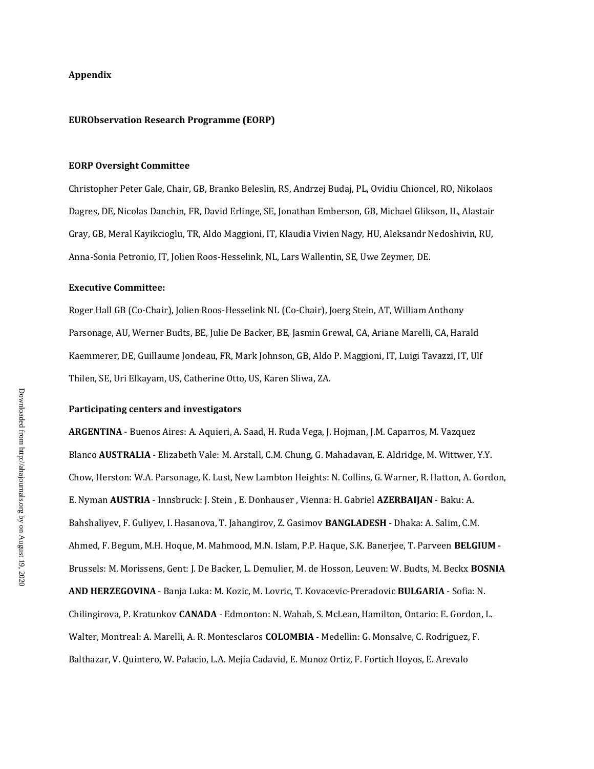**Appendix**

**EURObservation Research Programme (EORP)**

**EORP Oversight Committee**

Christopher Peter Gale, Chair, GB, Branko Beleslin, RS, Andrzej Budaj, PL, Ovidiu Chioncel, RO, Nikolaos Dagres, DE, Nicolas Danchin, FR, David Erlinge, SE, Jonathan Emberson, GB, Michael Glikson, IL, Alastair Gray, GB, Meral Kayikcioglu, TR, Aldo Maggioni, IT, Klaudia Vivien Nagy, HU, Aleksandr Nedoshivin, RU, Anna-Sonia Petronio, IT, Jolien Roos-Hesselink, NL, Lars Wallentin, SE, Uwe Zeymer, DE.

**Executive Committee:**

Roger Hall GB (Co-Chair), Jolien Roos-Hesselink NL (Co-Chair), Joerg Stein, AT, William Anthony Parsonage, AU, Werner Budts, BE, Julie De Backer, BE, Jasmin Grewal, CA, Ariane Marelli, CA, Harald Kaemmerer, DE, Guillaume Jondeau, FR, Mark Johnson, GB, Aldo P. Maggioni, IT, Luigi Tavazzi, IT, Ulf Thilen, SE, Uri Elkayam, US, Catherine Otto, US, Karen Sliwa, ZA.

**Participating centers and investigators**

**ARGENTINA** - Buenos Aires: A. Aquieri, A. Saad, H. Ruda Vega, J. Hojman, J.M. Caparros, M. Vazquez Blanco **AUSTRALIA** - Elizabeth Vale: M. Arstall, C.M. Chung, G. Mahadavan, E. Aldridge, M. Wittwer, Y.Y. Chow, Herston: W.A. Parsonage, K. Lust, New Lambton Heights: N. Collins, G. Warner, R. Hatton, A. Gordon, E. Nyman **AUSTRIA** - Innsbruck: J. Stein , E. Donhauser , Vienna: H. Gabriel **AZERBAIJAN** - Baku: A. Bahshaliyev, F. Guliyev, I. Hasanova, T. Jahangirov, Z. Gasimov **BANGLADESH** - Dhaka: A. Salim, C.M. Ahmed, F. Begum, M.H. Hoque, M. Mahmood, M.N. Islam, P.P. Haque, S.K. Banerjee, T. Parveen **BELGIUM** - Brussels: M. Morissens, Gent: J. De Backer, L. Demulier, M. de Hosson, Leuven: W. Budts, M. Beckx **BOSNIA AND HERZEGOVINA** - Banja Luka: M. Kozic, M. Lovric, T. Kovacevic-Preradovic **BULGARIA** - Sofia: N. Chilingirova, P. Kratunkov **CANADA** - Edmonton: N. Wahab, S. McLean, Hamilton, Ontario: E. Gordon, L. Walter, Montreal: A. Marelli, A. R. Montesclaros **COLOMBIA** - Medellin: G. Monsalve, C. Rodriguez, F. Balthazar, V. Quintero, W. Palacio, L.A. Mejía Cadavid, E. Munoz Ortiz, F. Fortich Hoyos, E. Arevalo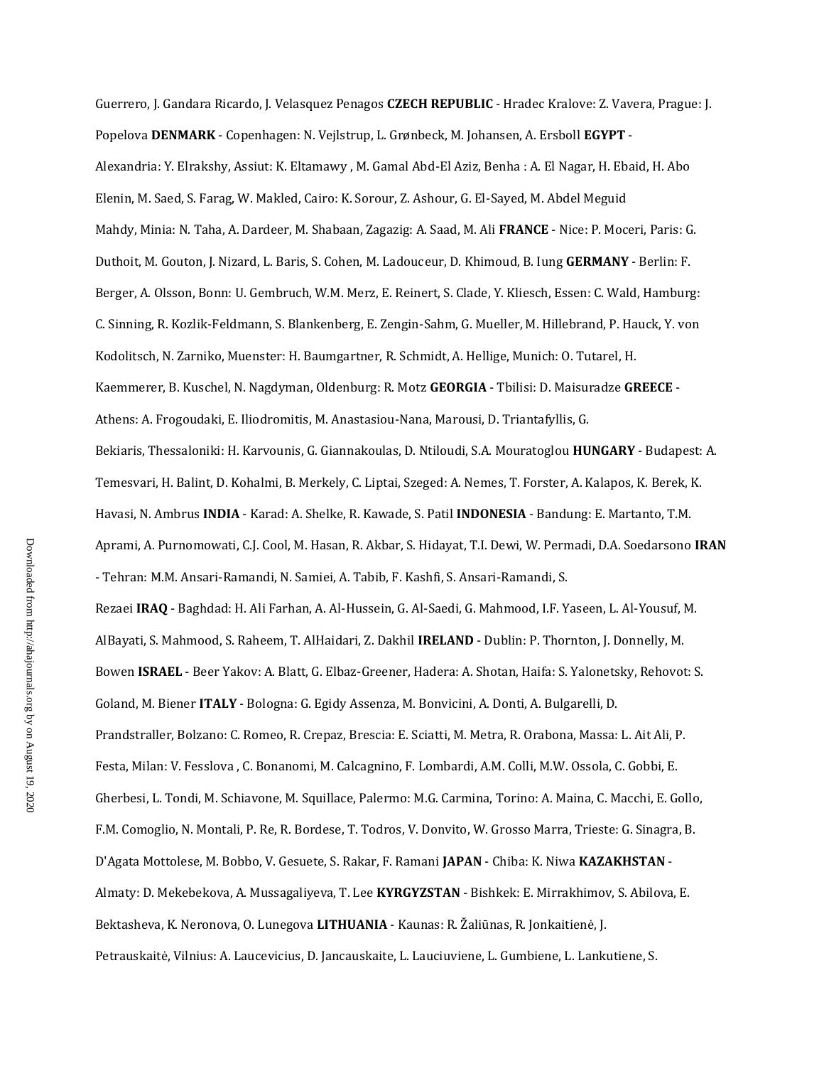Guerrero, J. Gandara Ricardo, J. Velasquez Penagos **CZECH REPUBLIC** - Hradec Kralove: Z. Vavera, Prague: J. Popelova **DENMARK** - Copenhagen: N. Vejlstrup, L. Grønbeck, M. Johansen, A. Ersboll **EGYPT** - Alexandria: Y. Elrakshy, Assiut: K. Eltamawy , M. Gamal Abd-El Aziz, Benha : A. El Nagar, H. Ebaid, H. Abo Elenin, M. Saed, S. Farag, W. Makled, Cairo: K. Sorour, Z. Ashour, G. El-Sayed, M. Abdel Meguid Mahdy, Minia: N. Taha, A. Dardeer, M. Shabaan, Zagazig: A. Saad, M. Ali **FRANCE** - Nice: P. Moceri, Paris: G. Duthoit, M. Gouton, J. Nizard, L. Baris, S. Cohen, M. Ladouceur, D. Khimoud, B. Iung **GERMANY** - Berlin: F. Berger, A. Olsson, Bonn: U. Gembruch, W.M. Merz, E. Reinert, S. Clade, Y. Kliesch, Essen: C. Wald, Hamburg: C. Sinning, R. Kozlik-Feldmann, S. Blankenberg, E. Zengin-Sahm, G. Mueller, M. Hillebrand, P. Hauck, Y. von Kodolitsch, N. Zarniko, Muenster: H. Baumgartner, R. Schmidt, A. Hellige, Munich: O. Tutarel, H. Kaemmerer, B. Kuschel, N. Nagdyman, Oldenburg: R. Motz **GEORGIA** - Tbilisi: D. Maisuradze **GREECE** - Athens: A. Frogoudaki, E. Iliodromitis, M. Anastasiou-Nana, Marousi, D. Triantafyllis, G. Bekiaris, Thessaloniki: H. Karvounis, G. Giannakoulas, D. Ntiloudi, S.A. Mouratoglou **HUNGARY** - Budapest: A. Temesvari, H. Balint, D. Kohalmi, B. Merkely, C. Liptai, Szeged: A. Nemes, T. Forster, A. Kalapos, K. Berek, K. Havasi, N. Ambrus **INDIA** - Karad: A. Shelke, R. Kawade, S. Patil **INDONESIA** - Bandung: E. Martanto, T.M. Aprami, A. Purnomowati, C.J. Cool, M. Hasan, R. Akbar, S. Hidayat, T.I. Dewi, W. Permadi, D.A. Soedarsono **IRAN** - Tehran: M.M. Ansari-Ramandi, N. Samiei, A. Tabib, F. Kashfi, S. Ansari-Ramandi, S. Rezaei **IRAQ** - Baghdad: H. Ali Farhan, A. Al-Hussein, G. Al-Saedi, G. Mahmood, I.F. Yaseen, L. Al-Yousuf, M. AlBayati, S. Mahmood, S. Raheem, T. AlHaidari, Z. Dakhil **IRELAND** - Dublin: P. Thornton, J. Donnelly, M. Bowen **ISRAEL** - Beer Yakov: A. Blatt, G. Elbaz-Greener, Hadera: A. Shotan, Haifa: S. Yalonetsky, Rehovot: S. Goland, M. Biener **ITALY** - Bologna: G. Egidy Assenza, M. Bonvicini, A. Donti, A. Bulgarelli, D. Prandstraller, Bolzano: C. Romeo, R. Crepaz, Brescia: E. Sciatti, M. Metra, R. Orabona, Massa: L. Ait Ali, P. Festa, Milan: V. Fesslova , C. Bonanomi, M. Calcagnino, F. Lombardi, A.M. Colli, M.W. Ossola, C. Gobbi, E. Gherbesi, L. Tondi, M. Schiavone, M. Squillace, Palermo: M.G. Carmina, Torino: A. Maina, C. Macchi, E. Gollo, F.M. Comoglio, N. Montali, P. Re, R. Bordese, T. Todros, V. Donvito, W. Grosso Marra, Trieste: G. Sinagra, B. D'Agata Mottolese, M. Bobbo, V. Gesuete, S. Rakar, F. Ramani **JAPAN** - Chiba: K. Niwa **KAZAKHSTAN** - Almaty: D. Mekebekova, A. Mussagaliyeva, T. Lee **KYRGYZSTAN** - Bishkek: E. Mirrakhimov, S. Abilova, E. Bektasheva, K. Neronova, O. Lunegova **LITHUANIA** - Kaunas: R. Žaliūnas, R. Jonkaitienė, J. Petrauskaitė, Vilnius: A. Laucevicius, D. Jancauskaite, L. Lauciuviene, L. Gumbiene, L. Lankutiene, S.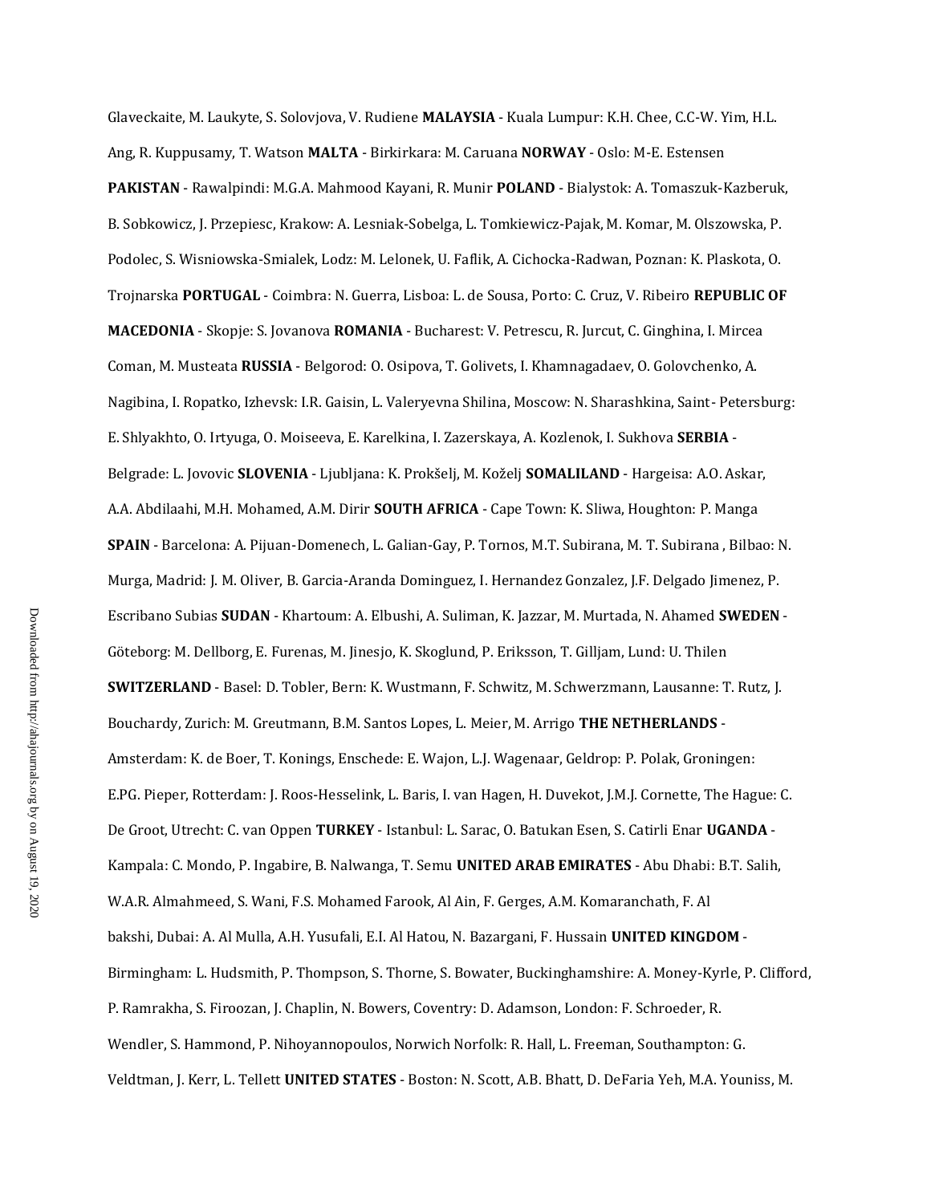Glaveckaite, M. Laukyte, S. Solovjova, V. Rudiene **MALAYSIA** - Kuala Lumpur: K.H. Chee, C.C-W. Yim, H.L. Ang, R. Kuppusamy, T. Watson **MALTA** - Birkirkara: M. Caruana **NORWAY** - Oslo: M-E. Estensen **PAKISTAN** - Rawalpindi: M.G.A. Mahmood Kayani, R. Munir **POLAND** - Bialystok: A. Tomaszuk-Kazberuk, B. Sobkowicz, J. Przepiesc, Krakow: A. Lesniak-Sobelga, L. Tomkiewicz-Pajak, M. Komar, M. Olszowska, P. Podolec, S. Wisniowska-Smialek, Lodz: M. Lelonek, U. Faflik, A. Cichocka-Radwan, Poznan: K. Plaskota, O. Trojnarska **PORTUGAL** - Coimbra: N. Guerra, Lisboa: L. de Sousa, Porto: C. Cruz, V. Ribeiro **REPUBLIC OF MACEDONIA** - Skopje: S. Jovanova **ROMANIA** - Bucharest: V. Petrescu, R. Jurcut, C. Ginghina, I. Mircea Coman, M. Musteata **RUSSIA** - Belgorod: O. Osipova, T. Golivets, I. Khamnagadaev, O. Golovchenko, A. Nagibina, I. Ropatko, Izhevsk: I.R. Gaisin, L. Valeryevna Shilina, Moscow: N. Sharashkina, Saint- Petersburg: E. Shlyakhto, O. Irtyuga, O. Moiseeva, E. Karelkina, I. Zazerskaya, A. Kozlenok, I. Sukhova **SERBIA** - Belgrade: L. Jovovic **SLOVENIA** - Ljubljana: K. Prokšelj, M. Koželj **SOMALILAND** - Hargeisa: A.O. Askar, A.A. Abdilaahi, M.H. Mohamed, A.M. Dirir **SOUTH AFRICA** - Cape Town: K. Sliwa, Houghton: P. Manga **SPAIN** - Barcelona: A. Pijuan-Domenech, L. Galian-Gay, P. Tornos, M.T. Subirana, M. T. Subirana , Bilbao: N. Murga, Madrid: J. M. Oliver, B. Garcia-Aranda Dominguez, I. Hernandez Gonzalez, J.F. Delgado Jimenez, P. Escribano Subias **SUDAN** - Khartoum: A. Elbushi, A. Suliman, K. Jazzar, M. Murtada, N. Ahamed **SWEDEN** - Göteborg: M. Dellborg, E. Furenas, M. Jinesjo, K. Skoglund, P. Eriksson, T. Gilljam, Lund: U. Thilen **SWITZERLAND** - Basel: D. Tobler, Bern: K. Wustmann, F. Schwitz, M. Schwerzmann, Lausanne: T. Rutz, J. Bouchardy, Zurich: M. Greutmann, B.M. Santos Lopes, L. Meier, M. Arrigo **THE NETHERLANDS** - Amsterdam: K. de Boer, T. Konings, Enschede: E. Wajon, L.J. Wagenaar, Geldrop: P. Polak, Groningen: E.PG. Pieper, Rotterdam: J. Roos-Hesselink, L. Baris, I. van Hagen, H. Duvekot, J.M.J. Cornette, The Hague: C. De Groot, Utrecht: C. van Oppen **TURKEY** - Istanbul: L. Sarac, O. Batukan Esen, S. Catirli Enar **UGANDA** - Kampala: C. Mondo, P. Ingabire, B. Nalwanga, T. Semu **UNITED ARAB EMIRATES** - Abu Dhabi: B.T. Salih, W.A.R. Almahmeed, S. Wani, F.S. Mohamed Farook, Al Ain, F. Gerges, A.M. Komaranchath, F. Al bakshi, Dubai: A. Al Mulla, A.H. Yusufali, E.I. Al Hatou, N. Bazargani, F. Hussain **UNITED KINGDOM** - Birmingham: L. Hudsmith, P. Thompson, S. Thorne, S. Bowater, Buckinghamshire: A. Money-Kyrle, P. Clifford, P. Ramrakha, S. Firoozan, J. Chaplin, N. Bowers, Coventry: D. Adamson, London: F. Schroeder, R. Wendler, S. Hammond, P. Nihoyannopoulos, Norwich Norfolk: R. Hall, L. Freeman, Southampton: G. Veldtman, J. Kerr, L. Tellett **UNITED STATES** - Boston: N. Scott, A.B. Bhatt, D. DeFaria Yeh, M.A. Youniss, M.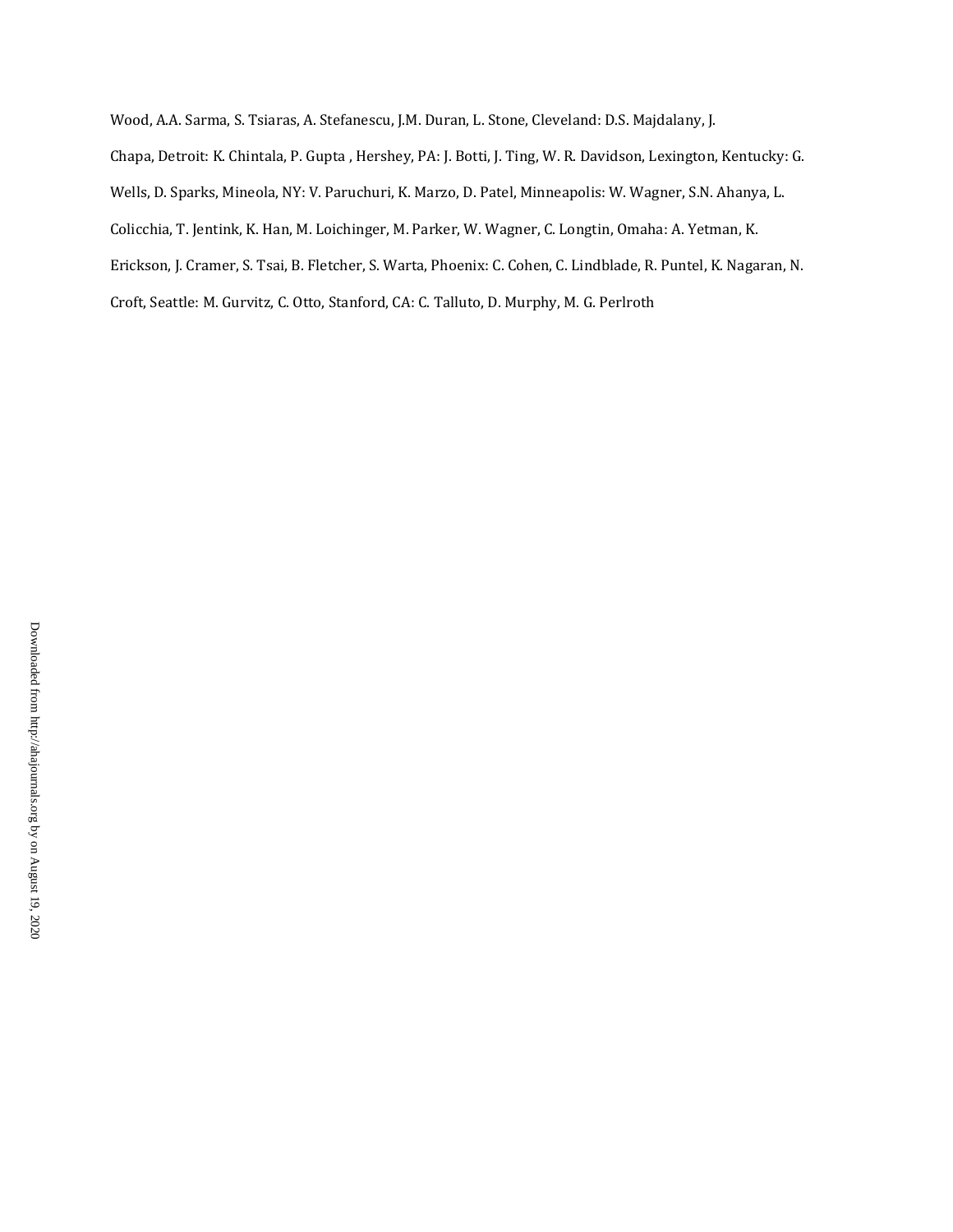Wood, A.A. Sarma, S. Tsiaras, A. Stefanescu, J.M. Duran, L. Stone, Cleveland: D.S. Majdalany, J. Chapa, Detroit: K. Chintala, P. Gupta , Hershey, PA: J. Botti, J. Ting, W. R. Davidson, Lexington, Kentucky: G. Wells, D. Sparks, Mineola, NY: V. Paruchuri, K. Marzo, D. Patel, Minneapolis: W. Wagner, S.N. Ahanya, L. Colicchia, T. Jentink, K. Han, M. Loichinger, M. Parker, W. Wagner, C. Longtin, Omaha: A. Yetman, K. Erickson, J. Cramer, S. Tsai, B. Fletcher, S. Warta, Phoenix: C. Cohen, C. Lindblade, R. Puntel, K. Nagaran, N. Croft, Seattle: M. Gurvitz, C. Otto, Stanford, CA: C. Talluto, D. Murphy, M. G. Perlroth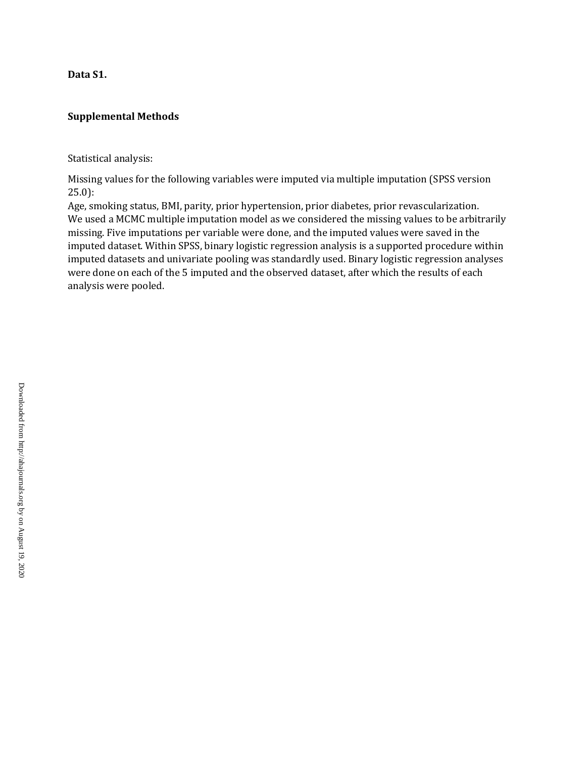**Data S1.**

**Supplemental Methods**

Statistical analysis:

Missing values for the following variables were imputed via multiple imputation (SPSS version 25.0):
Age, smoking status, BMI, parity, prior hypertension, prior diabetes, prior revascularization.
We used a MCMC multiple imputation model as we considered the missing values to be arbitrarily missing. Five imputations per variable were done, and the imputed values were saved in the imputed dataset. Within SPSS, binary logistic regression analysis is a supported procedure within imputed datasets and univariate pooling was standardly used. Binary logistic regression analyses were done on each of the 5 imputed and the observed dataset, after which the results of each analysis were pooled.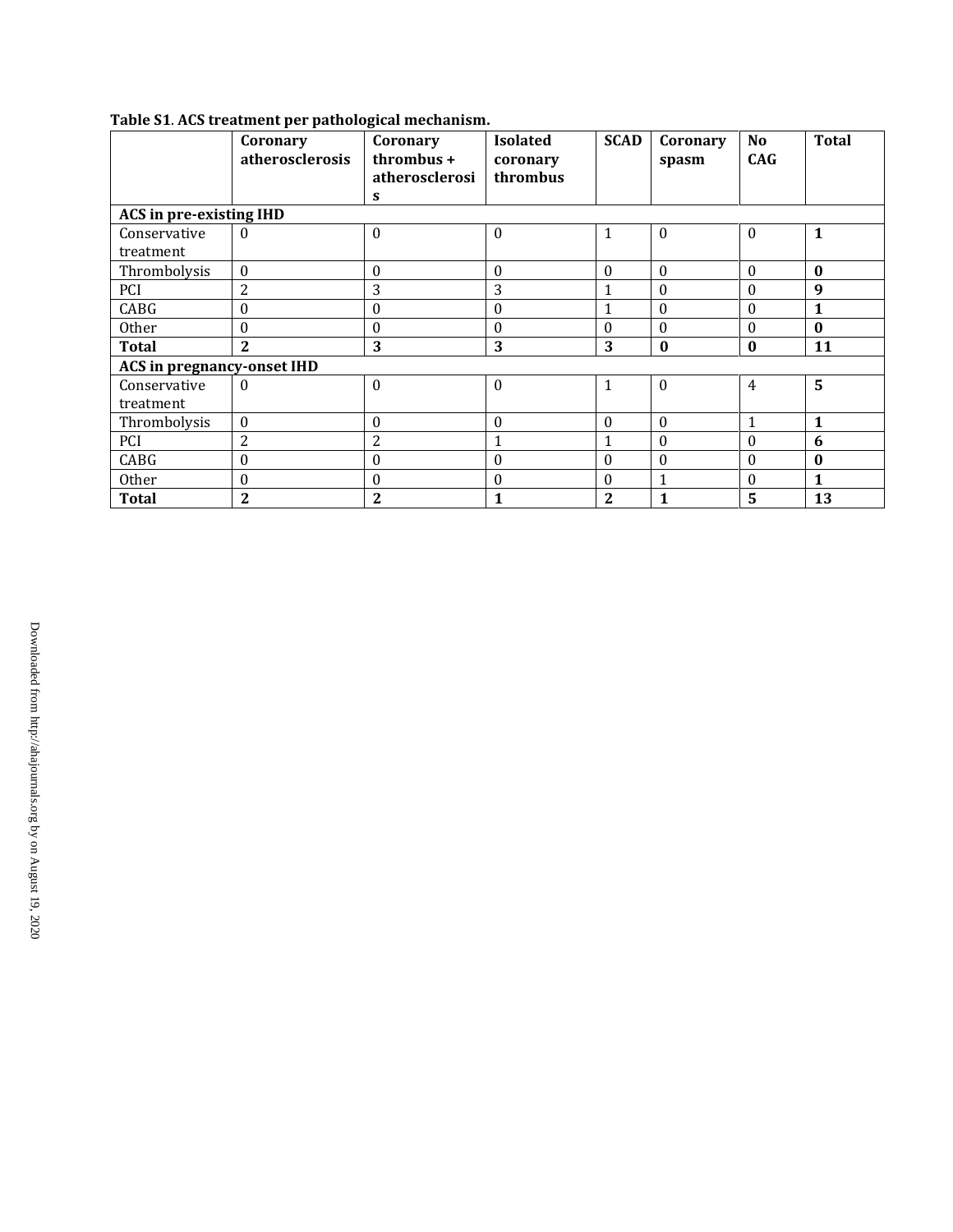**Table S1**. **ACS treatment per pathological mechanism.**

| | Coronary atherosclerosis | Coronary thrombus + atherosclerosis | Isolated coronary thrombus | SCAD | Coronary spasm | No CAG | Total |
|---|---|---|---|---|---|---|---|
| **ACS in pre-existing IHD** | | | | | | | |
| Conservative treatment | 0 | 0 | 0 | 1 | 0 | 0 | **1** |
| Thrombolysis | 0 | 0 | 0 | 0 | 0 | 0 | **0** |
| PCI | 2 | 3 | 3 | 1 | 0 | 0 | **9** |
| CABG | 0 | 0 | 0 | 1 | 0 | 0 | **1** |
| Other | 0 | 0 | 0 | 0 | 0 | 0 | **0** |
| **Total** | **2** | **3** | **3** | **3** | **0** | **0** | **11** |
| **ACS in pregnancy-onset IHD** | | | | | | | |
| Conservative treatment | 0 | 0 | 0 | 1 | 0 | 4 | **5** |
| Thrombolysis | 0 | 0 | 0 | 0 | 0 | 1 | **1** |
| PCI | 2 | 2 | 1 | 1 | 0 | 0 | **6** |
| CABG | 0 | 0 | 0 | 0 | 0 | 0 | **0** |
| Other | 0 | 0 | 0 | 0 | 1 | 0 | **1** |
| **Total** | **2** | **2** | **1** | **2** | **1** | **5** | **13** |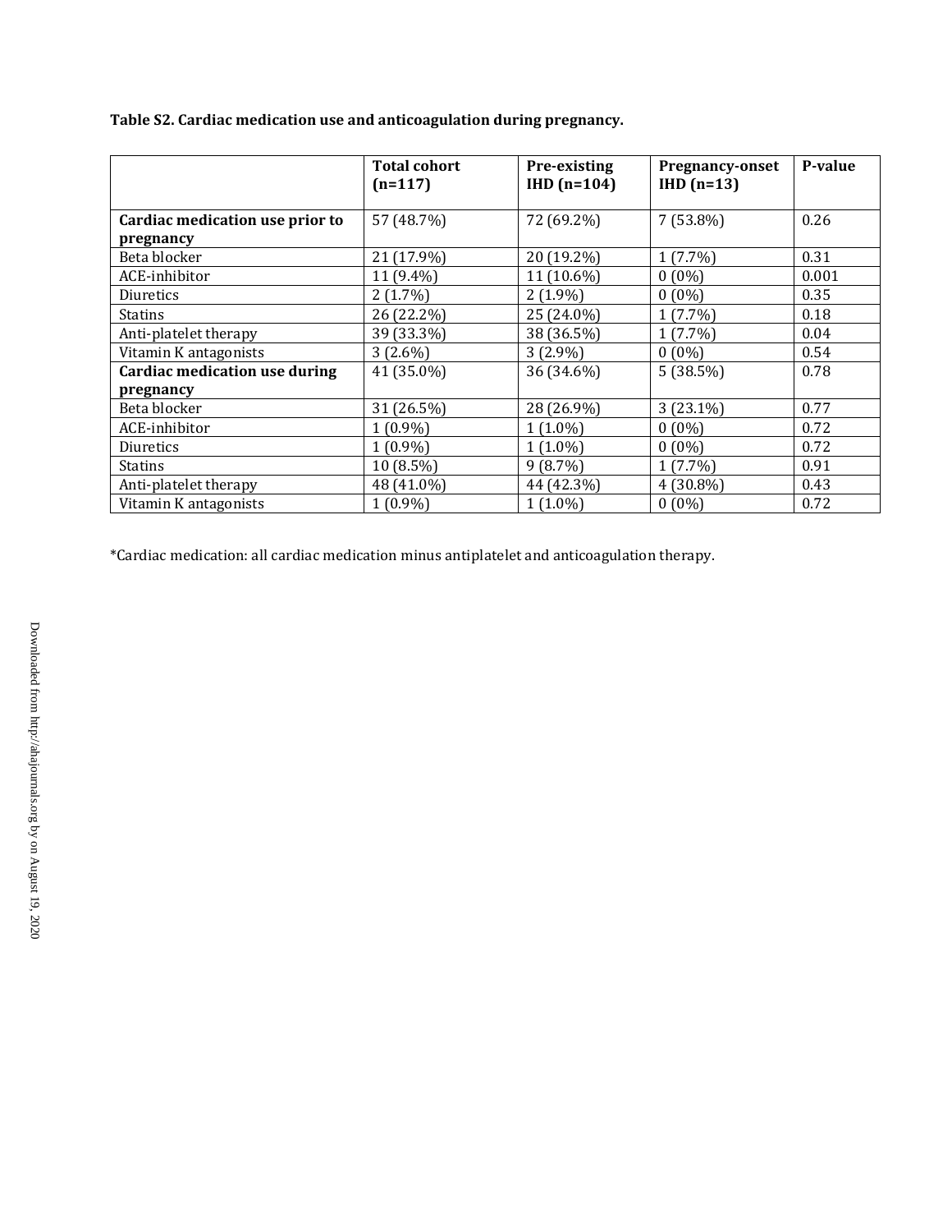**Table S2. Cardiac medication use and anticoagulation during pregnancy.**

| | Total cohort (n=117) | Pre-existing IHD (n=104) | Pregnancy-onset IHD (n=13) | P-value |
|---|---|---|---|---|
| **Cardiac medication use prior to pregnancy** | 57 (48.7%) | 72 (69.2%) | 7 (53.8%) | 0.26 |
| Beta blocker | 21 (17.9%) | 20 (19.2%) | 1 (7.7%) | 0.31 |
| ACE-inhibitor | 11 (9.4%) | 11 (10.6%) | 0 (0%) | 0.001 |
| Diuretics | 2 (1.7%) | 2 (1.9%) | 0 (0%) | 0.35 |
| Statins | 26 (22.2%) | 25 (24.0%) | 1 (7.7%) | 0.18 |
| Anti-platelet therapy | 39 (33.3%) | 38 (36.5%) | 1 (7.7%) | 0.04 |
| Vitamin K antagonists | 3 (2.6%) | 3 (2.9%) | 0 (0%) | 0.54 |
| **Cardiac medication use during pregnancy** | 41 (35.0%) | 36 (34.6%) | 5 (38.5%) | 0.78 |
| Beta blocker | 31 (26.5%) | 28 (26.9%) | 3 (23.1%) | 0.77 |
| ACE-inhibitor | 1 (0.9%) | 1 (1.0%) | 0 (0%) | 0.72 |
| Diuretics | 1 (0.9%) | 1 (1.0%) | 0 (0%) | 0.72 |
| Statins | 10 (8.5%) | 9 (8.7%) | 1 (7.7%) | 0.91 |
| Anti-platelet therapy | 48 (41.0%) | 44 (42.3%) | 4 (30.8%) | 0.43 |
| Vitamin K antagonists | 1 (0.9%) | 1 (1.0%) | 0 (0%) | 0.72 |

*Cardiac medication: all cardiac medication minus antiplatelet and anticoagulation therapy.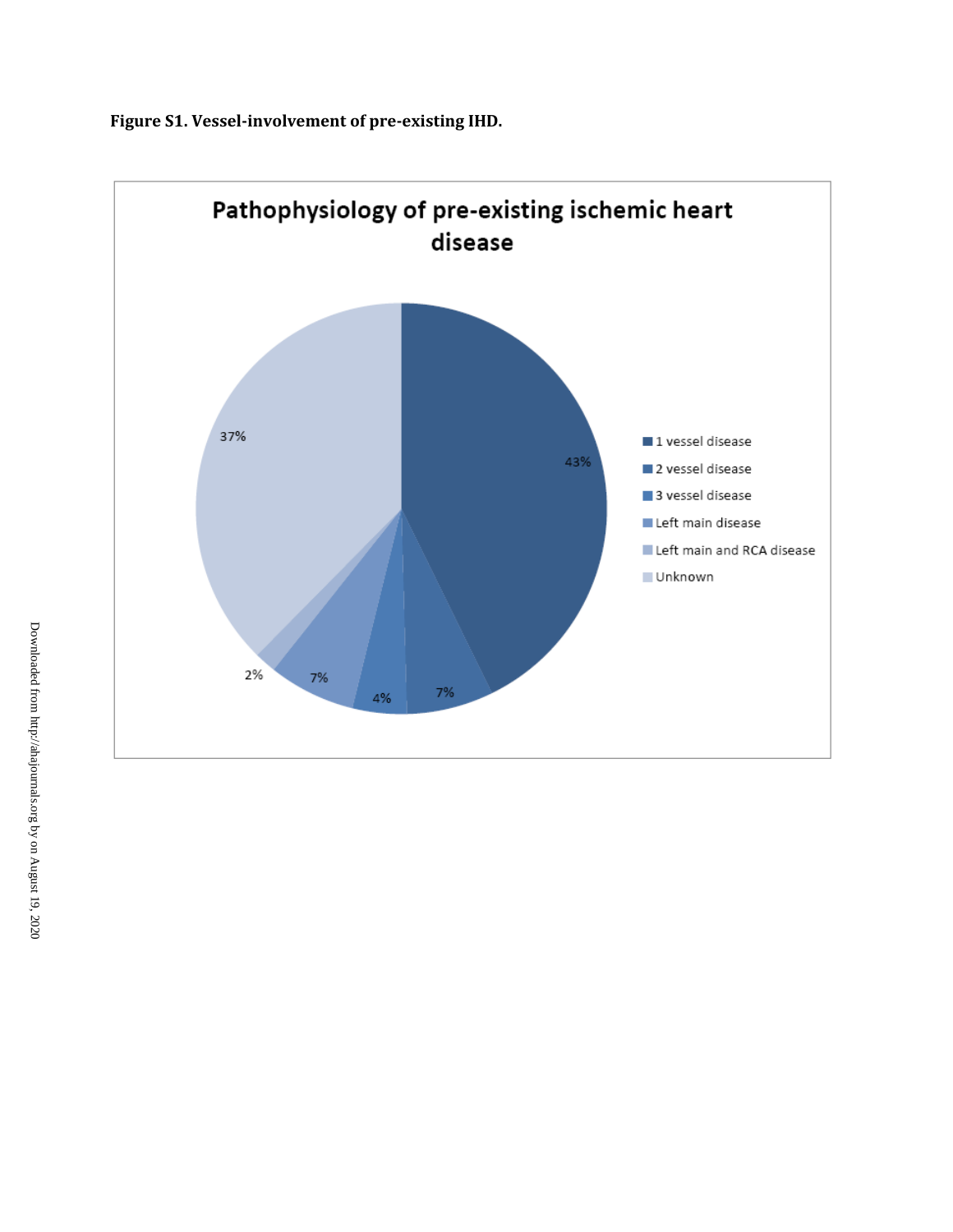**Figure S1. Vessel-involvement of pre-existing IHD.**

Pathophysiology of pre-existing ischemic heart disease

43%

7%

4%

7%

2%

37%

1 vessel disease

2 vessel disease

3 vessel disease

Left main disease

Left main and RCA disease

Unknown